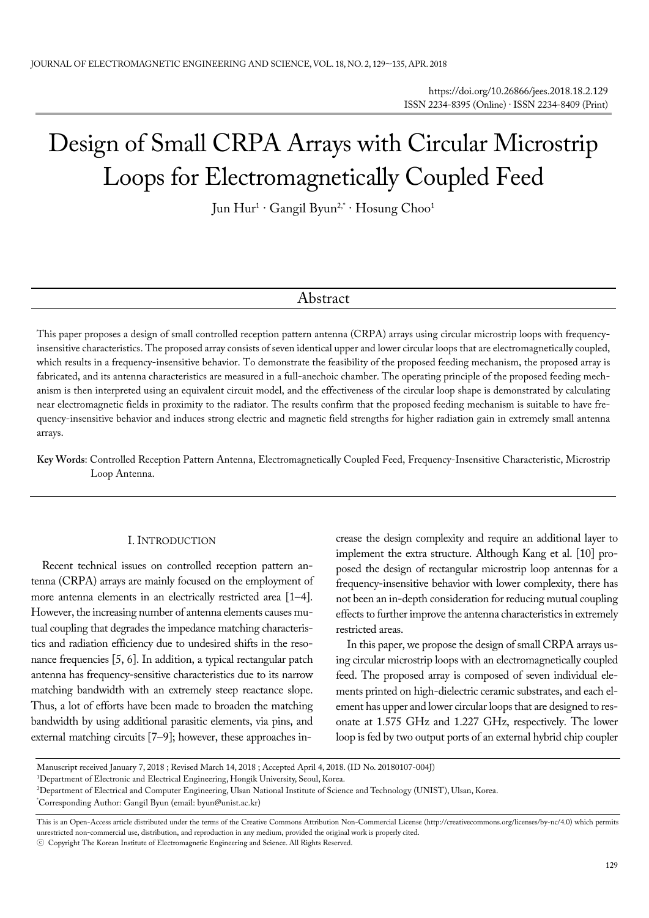# Design of Small CRPA Arrays with Circular Microstrip Loops for Electromagnetically Coupled Feed

Jun Hur[1] · Gangil Byun[2,*] · Hosung Choo[1]

## Abstract

This paper proposes a design of small controlled reception pattern antenna (CRPA) arrays using circular microstrip loops with frequency-insensitive characteristics. The proposed array consists of seven identical upper and lower circular loops that are electromagnetically coupled, which results in a frequency-insensitive behavior. To demonstrate the feasibility of the proposed feeding mechanism, the proposed array is fabricated, and its antenna characteristics are measured in a full-anechoic chamber. The operating principle of the proposed feeding mechanism is then interpreted using an equivalent circuit model, and the effectiveness of the circular loop shape is demonstrated by calculating near electromagnetic fields in proximity to the radiator. The results confirm that the proposed feeding mechanism is suitable to have frequency-insensitive behavior and induces strong electric and magnetic field strengths for higher radiation gain in extremely small antenna arrays.

**Key Words**: Controlled Reception Pattern Antenna, Electromagnetically Coupled Feed, Frequency-Insensitive Characteristic, Microstrip Loop Antenna.

## I. Introduction

Recent technical issues on controlled reception pattern antenna (CRPA) arrays are mainly focused on the employment of more antenna elements in an electrically restricted area [1–4]. However, the increasing number of antenna elements causes mutual coupling that degrades the impedance matching characteristics and radiation efficiency due to undesired shifts in the resonance frequencies [5, 6]. In addition, a typical rectangular patch antenna has frequency-sensitive characteristics due to its narrow matching bandwidth with an extremely steep reactance slope. Thus, a lot of efforts have been made to broaden the matching bandwidth by using additional parasitic elements, via pins, and external matching circuits [7–9]; however, these approaches increase the design complexity and require an additional layer to implement the extra structure. Although Kang et al. [10] proposed the design of rectangular microstrip loop antennas for a frequency-insensitive behavior with lower complexity, there has not been an in-depth consideration for reducing mutual coupling effects to further improve the antenna characteristics in extremely restricted areas.

In this paper, we propose the design of small CRPA arrays using circular microstrip loops with an electromagnetically coupled feed. The proposed array is composed of seven individual elements printed on high-dielectric ceramic substrates, and each element has upper and lower circular loops that are designed to resonate at 1.575 GHz and 1.227 GHz, respectively. The lower loop is fed by two output ports of an external hybrid chip coupler

Manuscript received January 7, 2018 ; Revised March 14, 2018 ; Accepted April 4, 2018. (ID No. 20180107-004J)

[1]Department of Electronic and Electrical Engineering, Hongik University, Seoul, Korea.

[2]Department of Electrical and Computer Engineering, Ulsan National Institute of Science and Technology (UNIST), Ulsan, Korea.

[*]Corresponding Author: Gangil Byun (email: byun@unist.ac.kr)

This is an Open-Access article distributed under the terms of the Creative Commons Attribution Non-Commercial License (http://creativecommons.org/licenses/by-nc/4.0) which permits unrestricted non-commercial use, distribution, and reproduction in any medium, provided the original work is properly cited.

ⓒ Copyright The Korean Institute of Electromagnetic Engineering and Science. All Rights Reserved.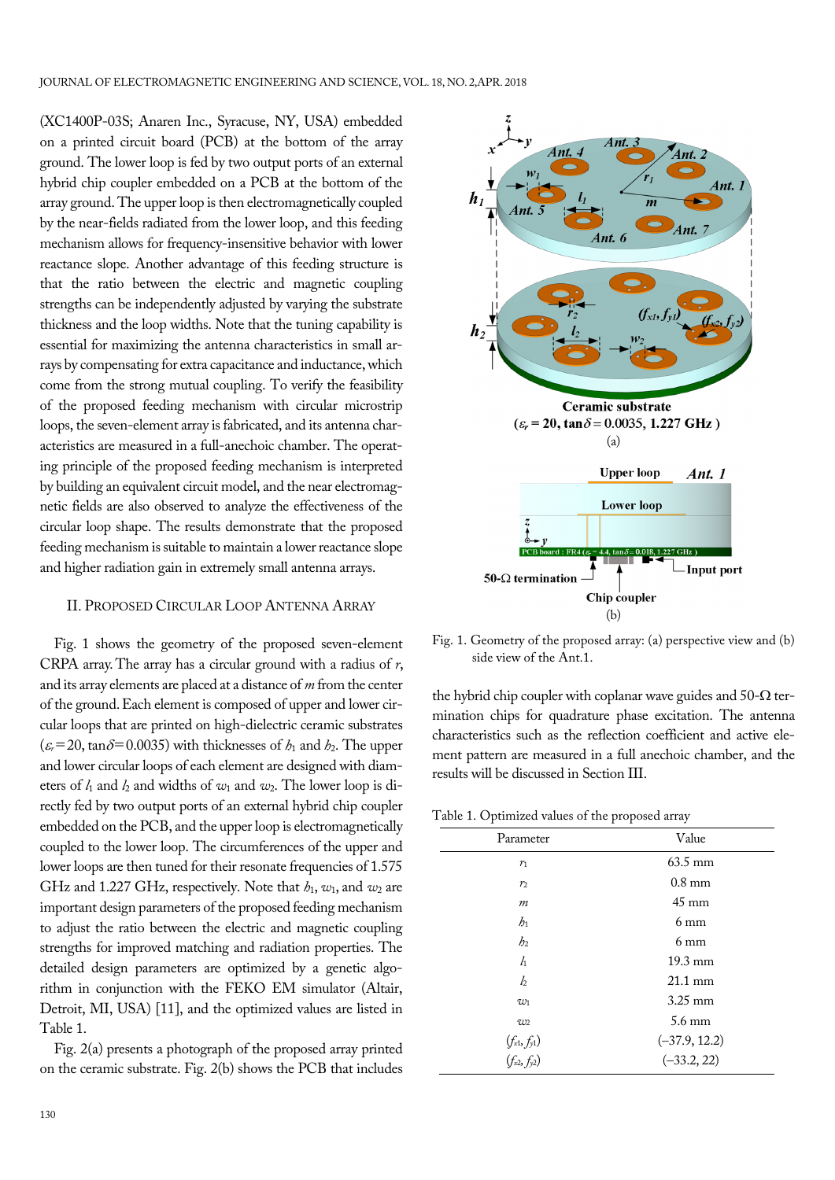(XC1400P-03S; Anaren Inc., Syracuse, NY, USA) embedded on a printed circuit board (PCB) at the bottom of the array ground. The lower loop is fed by two output ports of an external hybrid chip coupler embedded on a PCB at the bottom of the array ground. The upper loop is then electromagnetically coupled by the near-fields radiated from the lower loop, and this feeding mechanism allows for frequency-insensitive behavior with lower reactance slope. Another advantage of this feeding structure is that the ratio between the electric and magnetic coupling strengths can be independently adjusted by varying the substrate thickness and the loop widths. Note that the tuning capability is essential for maximizing the antenna characteristics in small arrays by compensating for extra capacitance and inductance, which come from the strong mutual coupling. To verify the feasibility of the proposed feeding mechanism with circular microstrip loops, the seven-element array is fabricated, and its antenna characteristics are measured in a full-anechoic chamber. The operating principle of the proposed feeding mechanism is interpreted by building an equivalent circuit model, and the near electromagnetic fields are also observed to analyze the effectiveness of the circular loop shape. The results demonstrate that the proposed feeding mechanism is suitable to maintain a lower reactance slope and higher radiation gain in extremely small antenna arrays.

## II. Proposed Circular Loop Antenna Array

Fig. 1 shows the geometry of the proposed seven-element CRPA array. The array has a circular ground with a radius of $r$, and its array elements are placed at a distance of $m$ from the center of the ground. Each element is composed of upper and lower circular loops that are printed on high-dielectric ceramic substrates ($\varepsilon_r$=20, tan$\delta$=0.0035) with thicknesses of $h_1$ and $h_2$. The upper and lower circular loops of each element are designed with diameters of $l_1$ and $l_2$ and widths of $w_1$ and $w_2$. The lower loop is directly fed by two output ports of an external hybrid chip coupler embedded on the PCB, and the upper loop is electromagnetically coupled to the lower loop. The circumferences of the upper and lower loops are then tuned for their resonate frequencies of 1.575 GHz and 1.227 GHz, respectively. Note that $h_1$, $w_1$, and $w_2$ are important design parameters of the proposed feeding mechanism to adjust the ratio between the electric and magnetic coupling strengths for improved matching and radiation properties. The detailed design parameters are optimized by a genetic algorithm in conjunction with the FEKO EM simulator (Altair, Detroit, MI, USA) [11], and the optimized values are listed in Table 1.

Fig. 2(a) presents a photograph of the proposed array printed on the ceramic substrate. Fig. 2(b) shows the PCB that includes the hybrid chip coupler with coplanar wave guides and 50-Ω termination chips for quadrature phase excitation. The antenna characteristics such as the reflection coefficient and active element pattern are measured in a full anechoic chamber, and the results will be discussed in Section III.

Fig. 1. Geometry of the proposed array: (a) perspective view and (b) side view of the Ant.1.

Table 1. Optimized values of the proposed array

| Parameter | Value |
|---|---|
| $r_1$ | 63.5 mm |
| $r_2$ | 0.8 mm |
| $m$ | 45 mm |
| $h_1$ | 6 mm |
| $h_2$ | 6 mm |
| $l_1$ | 19.3 mm |
| $l_2$ | 21.1 mm |
| $w_1$ | 3.25 mm |
| $w_2$ | 5.6 mm |
| $(f_{x1}, f_{y1})$ | (−37.9, 12.2) |
| $(f_{x2}, f_{y2})$ | (−33.2, 22) |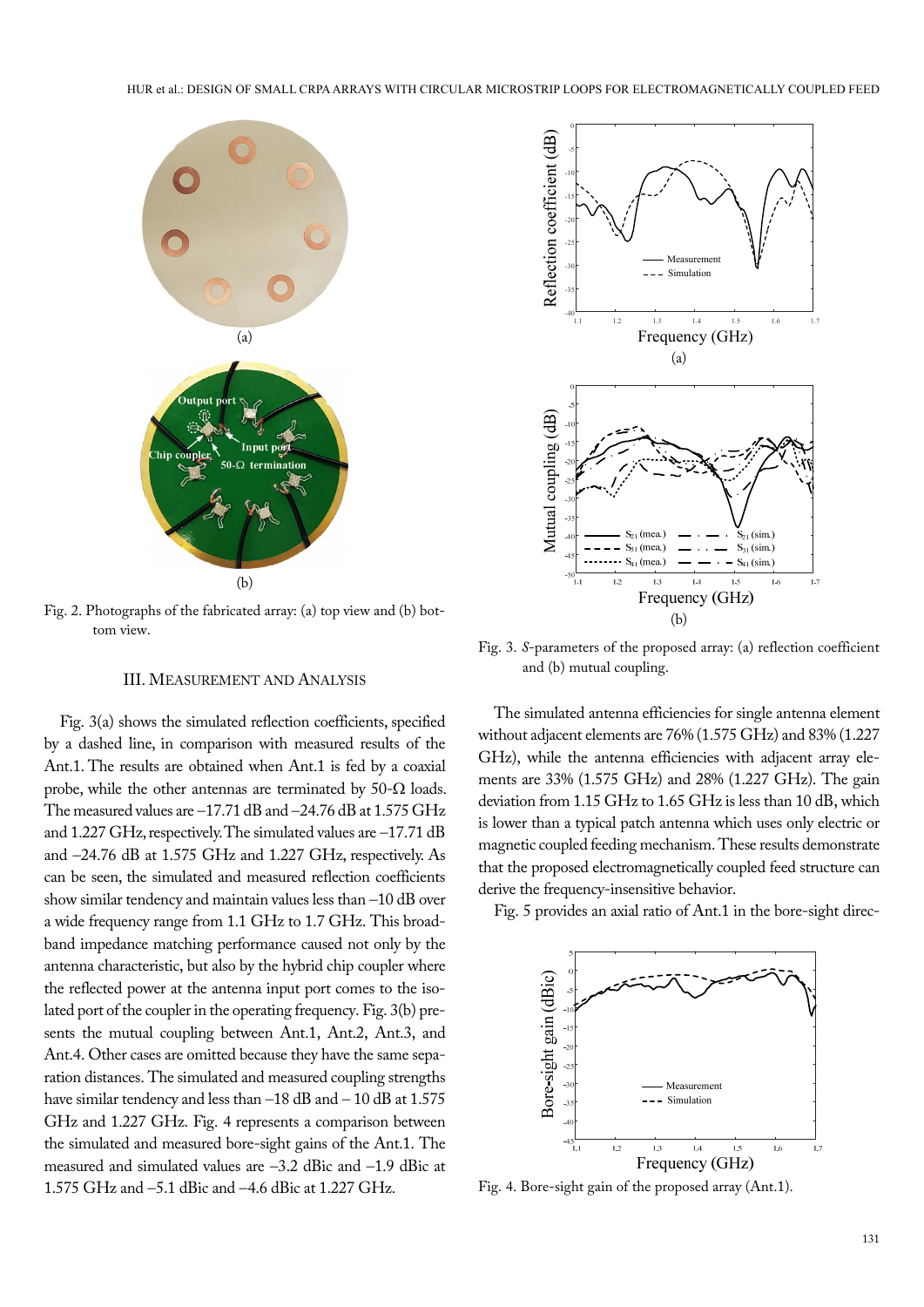Fig. 2. Photographs of the fabricated array: (a) top view and (b) bottom view.

Fig. 3. *S*-parameters of the proposed array: (a) reflection coefficient and (b) mutual coupling.

## III. Measurement and Analysis

Fig. 3(a) shows the simulated reflection coefficients, specified by a dashed line, in comparison with measured results of the Ant.1. The results are obtained when Ant.1 is fed by a coaxial probe, while the other antennas are terminated by 50-Ω loads. The measured values are –17.71 dB and –24.76 dB at 1.575 GHz and 1.227 GHz, respectively. The simulated values are –17.71 dB and –24.76 dB at 1.575 GHz and 1.227 GHz, respectively. As can be seen, the simulated and measured reflection coefficients show similar tendency and maintain values less than –10 dB over a wide frequency range from 1.1 GHz to 1.7 GHz. This broadband impedance matching performance caused not only by the antenna characteristic, but also by the hybrid chip coupler where the reflected power at the antenna input port comes to the isolated port of the coupler in the operating frequency. Fig. 3(b) presents the mutual coupling between Ant.1, Ant.2, Ant.3, and Ant.4. Other cases are omitted because they have the same separation distances. The simulated and measured coupling strengths have similar tendency and less than –18 dB and – 10 dB at 1.575 GHz and 1.227 GHz. Fig. 4 represents a comparison between the simulated and measured bore-sight gains of the Ant.1. The measured and simulated values are –3.2 dBic and –1.9 dBic at 1.575 GHz and –5.1 dBic and –4.6 dBic at 1.227 GHz.

The simulated antenna efficiencies for single antenna element without adjacent elements are 76% (1.575 GHz) and 83% (1.227 GHz), while the antenna efficiencies with adjacent array elements are 33% (1.575 GHz) and 28% (1.227 GHz). The gain deviation from 1.15 GHz to 1.65 GHz is less than 10 dB, which is lower than a typical patch antenna which uses only electric or magnetic coupled feeding mechanism. These results demonstrate that the proposed electromagnetically coupled feed structure can derive the frequency-insensitive behavior.

Fig. 5 provides an axial ratio of Ant.1 in the bore-sight direc-

Fig. 4. Bore-sight gain of the proposed array (Ant.1).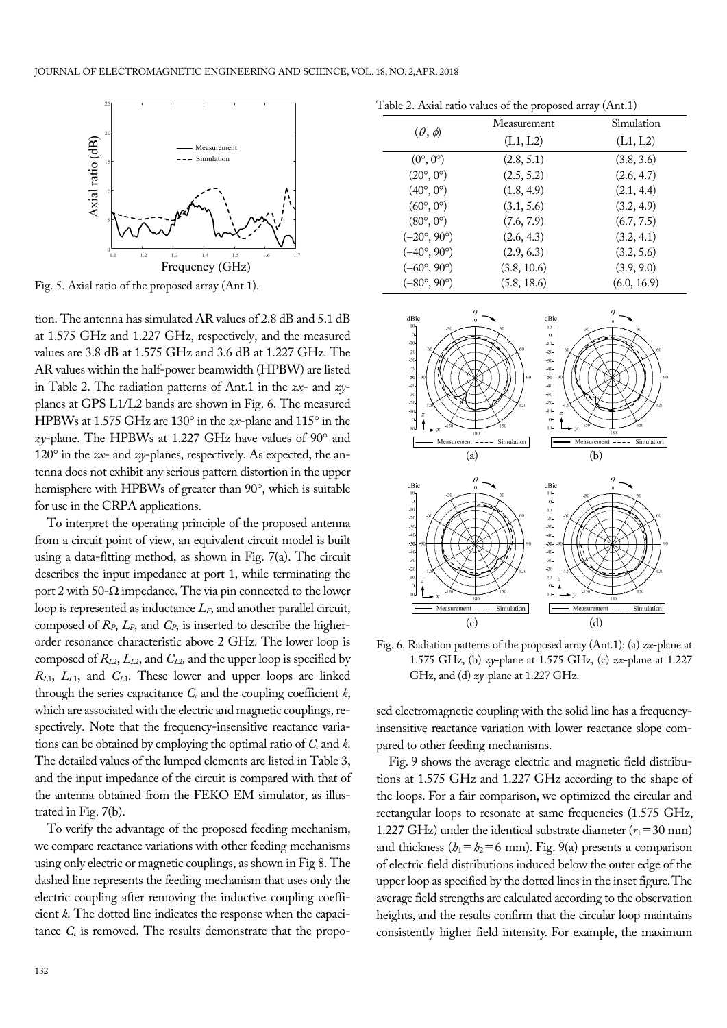Fig. 5. Axial ratio of the proposed array (Ant.1).

tion. The antenna has simulated AR values of 2.8 dB and 5.1 dB at 1.575 GHz and 1.227 GHz, respectively, and the measured values are 3.8 dB at 1.575 GHz and 3.6 dB at 1.227 GHz. The AR values within the half-power beamwidth (HPBW) are listed in Table 2. The radiation patterns of Ant.1 in the *zx*- and *zy*-planes at GPS L1/L2 bands are shown in Fig. 6. The measured HPBWs at 1.575 GHz are 130° in the *zx*-plane and 115° in the *zy*-plane. The HPBWs at 1.227 GHz have values of 90° and 120° in the *zx*- and *zy*-planes, respectively. As expected, the antenna does not exhibit any serious pattern distortion in the upper hemisphere with HPBWs of greater than 90°, which is suitable for use in the CRPA applications.

To interpret the operating principle of the proposed antenna from a circuit point of view, an equivalent circuit model is built using a data-fitting method, as shown in Fig. 7(a). The circuit describes the input impedance at port 1, while terminating the port 2 with 50-Ω impedance. The via pin connected to the lower loop is represented as inductance $L_F$, and another parallel circuit, composed of $R_P$, $L_P$, and $C_P$, is inserted to describe the higher-order resonance characteristic above 2 GHz. The lower loop is composed of $R_{L2}$, $L_{L2}$, and $C_{L2}$, and the upper loop is specified by $R_{L1}$, $L_{L1}$, and $C_{L1}$. These lower and upper loops are linked through the series capacitance $C_c$ and the coupling coefficient $k$, which are associated with the electric and magnetic couplings, respectively. Note that the frequency-insensitive reactance variations can be obtained by employing the optimal ratio of $C_c$ and $k$. The detailed values of the lumped elements are listed in Table 3, and the input impedance of the circuit is compared with that of the antenna obtained from the FEKO EM simulator, as illustrated in Fig. 7(b).

To verify the advantage of the proposed feeding mechanism, we compare reactance variations with other feeding mechanisms using only electric or magnetic couplings, as shown in Fig 8. The dashed line represents the feeding mechanism that uses only the electric coupling after removing the inductive coupling coefficient $k$. The dotted line indicates the response when the capacitance $C_c$ is removed. The results demonstrate that the proposed electromagnetic coupling with the solid line has a frequency-insensitive reactance variation with lower reactance slope compared to other feeding mechanisms.

Table 2. Axial ratio values of the proposed array (Ant.1)

| $(\theta, \phi)$ | Measurement (L1, L2) | Simulation (L1, L2) |
|---|---|---|
| (0°, 0°) | (2.8, 5.1) | (3.8, 3.6) |
| (20°, 0°) | (2.5, 5.2) | (2.6, 4.7) |
| (40°, 0°) | (1.8, 4.9) | (2.1, 4.4) |
| (60°, 0°) | (3.1, 5.6) | (3.2, 4.9) |
| (80°, 0°) | (7.6, 7.9) | (6.7, 7.5) |
| (−20°, 90°) | (2.6, 4.3) | (3.2, 4.1) |
| (−40°, 90°) | (2.9, 6.3) | (3.2, 5.6) |
| (−60°, 90°) | (3.8, 10.6) | (3.9, 9.0) |
| (−80°, 90°) | (5.8, 18.6) | (6.0, 16.9) |

Fig. 6. Radiation patterns of the proposed array (Ant.1): (a) *zx*-plane at 1.575 GHz, (b) *zy*-plane at 1.575 GHz, (c) *zx*-plane at 1.227 GHz, and (d) *zy*-plane at 1.227 GHz.

Fig. 9 shows the average electric and magnetic field distributions at 1.575 GHz and 1.227 GHz according to the shape of the loops. For a fair comparison, we optimized the circular and rectangular loops to resonate at same frequencies (1.575 GHz, 1.227 GHz) under the identical substrate diameter ($r_1$ = 30 mm) and thickness ($h_1$ = $h_2$ = 6 mm). Fig. 9(a) presents a comparison of electric field distributions induced below the outer edge of the upper loop as specified by the dotted lines in the inset figure. The average field strengths are calculated according to the observation heights, and the results confirm that the circular loop maintains consistently higher field intensity. For example, the maximum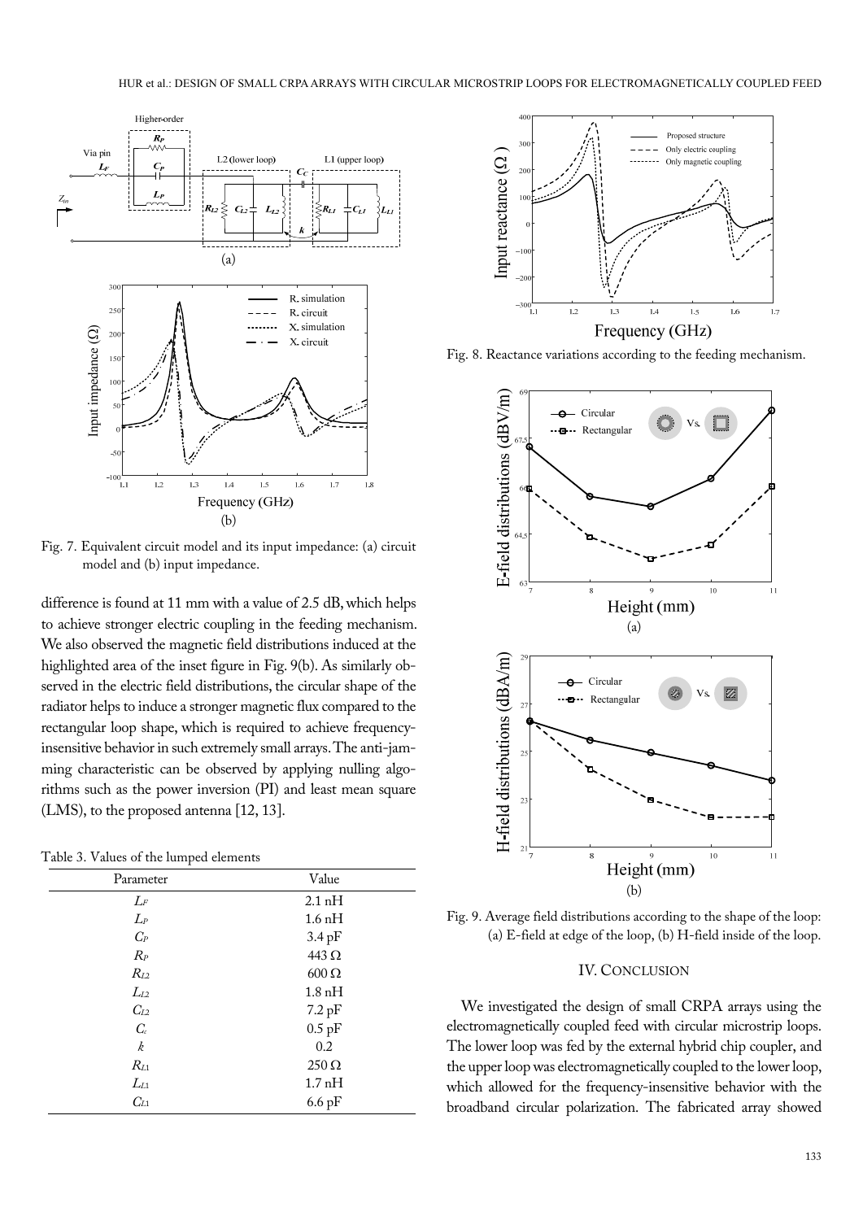Fig. 7. Equivalent circuit model and its input impedance: (a) circuit model and (b) input impedance.

difference is found at 11 mm with a value of 2.5 dB, which helps to achieve stronger electric coupling in the feeding mechanism. We also observed the magnetic field distributions induced at the highlighted area of the inset figure in Fig. 9(b). As similarly observed in the electric field distributions, the circular shape of the radiator helps to induce a stronger magnetic flux compared to the rectangular loop shape, which is required to achieve frequency-insensitive behavior in such extremely small arrays. The anti-jamming characteristic can be observed by applying nulling algorithms such as the power inversion (PI) and least mean square (LMS), to the proposed antenna [12, 13].

Table 3. Values of the lumped elements

| Parameter | Value |
|---|---|
| $L_F$ | 2.1 nH |
| $L_P$ | 1.6 nH |
| $C_P$ | 3.4 pF |
| $R_P$ | 443 Ω |
| $R_{L2}$ | 600 Ω |
| $L_{L2}$ | 1.8 nH |
| $C_{L2}$ | 7.2 pF |
| $C_c$ | 0.5 pF |
| $k$ | 0.2 |
| $R_{L1}$ | 250 Ω |
| $L_{L1}$ | 1.7 nH |
| $C_{L1}$ | 6.6 pF |

Fig. 8. Reactance variations according to the feeding mechanism.

Fig. 9. Average field distributions according to the shape of the loop: (a) E-field at edge of the loop, (b) H-field inside of the loop.

## IV. Conclusion

We investigated the design of small CRPA arrays using the electromagnetically coupled feed with circular microstrip loops. The lower loop was fed by the external hybrid chip coupler, and the upper loop was electromagnetically coupled to the lower loop, which allowed for the frequency-insensitive behavior with the broadband circular polarization. The fabricated array showed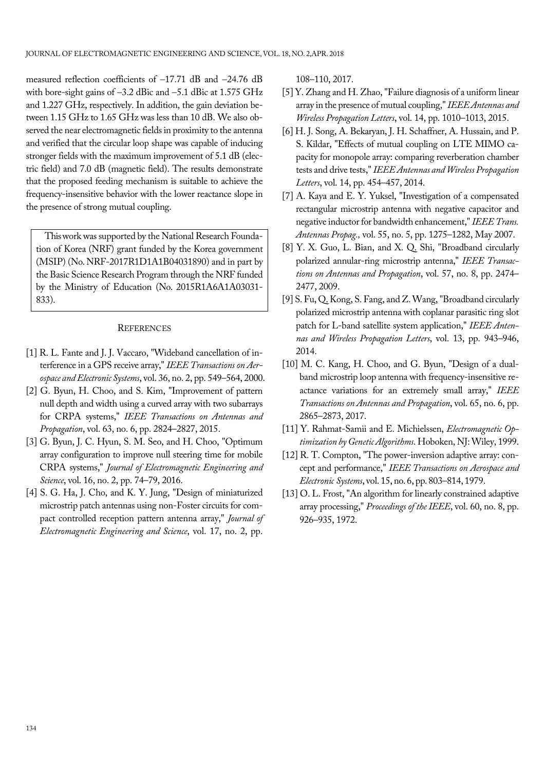measured reflection coefficients of –17.71 dB and –24.76 dB with bore-sight gains of –3.2 dBic and –5.1 dBic at 1.575 GHz and 1.227 GHz, respectively. In addition, the gain deviation between 1.15 GHz to 1.65 GHz was less than 10 dB. We also observed the near electromagnetic fields in proximity to the antenna and verified that the circular loop shape was capable of inducing stronger fields with the maximum improvement of 5.1 dB (electric field) and 7.0 dB (magnetic field). The results demonstrate that the proposed feeding mechanism is suitable to achieve the frequency-insensitive behavior with the lower reactance slope in the presence of strong mutual coupling.

This work was supported by the National Research Foundation of Korea (NRF) grant funded by the Korea government (MSIP) (No. NRF-2017R1D1A1B04031890) and in part by the Basic Science Research Program through the NRF funded by the Ministry of Education (No. 2015R1A6A1A03031-833).

## References

[1] R. L. Fante and J. J. Vaccaro, "Wideband cancellation of interference in a GPS receive array," *IEEE Transactions on Aerospace and Electronic Systems*, vol. 36, no. 2, pp. 549–564, 2000.

[2] G. Byun, H. Choo, and S. Kim, "Improvement of pattern null depth and width using a curved array with two subarrays for CRPA systems," *IEEE Transactions on Antennas and Propagation*, vol. 63, no. 6, pp. 2824–2827, 2015.

[3] G. Byun, J. C. Hyun, S. M. Seo, and H. Choo, "Optimum array configuration to improve null steering time for mobile CRPA systems," *Journal of Electromagnetic Engineering and Science*, vol. 16, no. 2, pp. 74–79, 2016.

[4] S. G. Ha, J. Cho, and K. Y. Jung, "Design of miniaturized microstrip patch antennas using non-Foster circuits for compact controlled reception pattern antenna array," *Journal of Electromagnetic Engineering and Science*, vol. 17, no. 2, pp. 108–110, 2017.

[5] Y. Zhang and H. Zhao, "Failure diagnosis of a uniform linear array in the presence of mutual coupling," *IEEE Antennas and Wireless Propagation Letters*, vol. 14, pp. 1010–1013, 2015.

[6] H. J. Song, A. Bekaryan, J. H. Schaffner, A. Hussain, and P. S. Kildar, "Effects of mutual coupling on LTE MIMO capacity for monopole array: comparing reverberation chamber tests and drive tests," *IEEE Antennas and Wireless Propagation Letters*, vol. 14, pp. 454–457, 2014.

[7] A. Kaya and E. Y. Yuksel, "Investigation of a compensated rectangular microstrip antenna with negative capacitor and negative inductor for bandwidth enhancement," *IEEE Trans. Antennas Propag.*, vol. 55, no. 5, pp. 1275–1282, May 2007.

[8] Y. X. Guo, L. Bian, and X. Q. Shi, "Broadband circularly polarized annular-ring microstrip antenna," *IEEE Transactions on Antennas and Propagation*, vol. 57, no. 8, pp. 2474–2477, 2009.

[9] S. Fu, Q. Kong, S. Fang, and Z. Wang, "Broadband circularly polarized microstrip antenna with coplanar parasitic ring slot patch for L-band satellite system application," *IEEE Antennas and Wireless Propagation Letters*, vol. 13, pp. 943–946, 2014.

[10] M. C. Kang, H. Choo, and G. Byun, "Design of a dual-band microstrip loop antenna with frequency-insensitive reactance variations for an extremely small array," *IEEE Transactions on Antennas and Propagation*, vol. 65, no. 6, pp. 2865–2873, 2017.

[11] Y. Rahmat-Samii and E. Michielssen, *Electromagnetic Optimization by Genetic Algorithms*. Hoboken, NJ: Wiley, 1999.

[12] R. T. Compton, "The power-inversion adaptive array: concept and performance," *IEEE Transactions on Aerospace and Electronic Systems*, vol. 15, no. 6, pp. 803–814, 1979.

[13] O. L. Frost, "An algorithm for linearly constrained adaptive array processing," *Proceedings of the IEEE*, vol. 60, no. 8, pp. 926–935, 1972.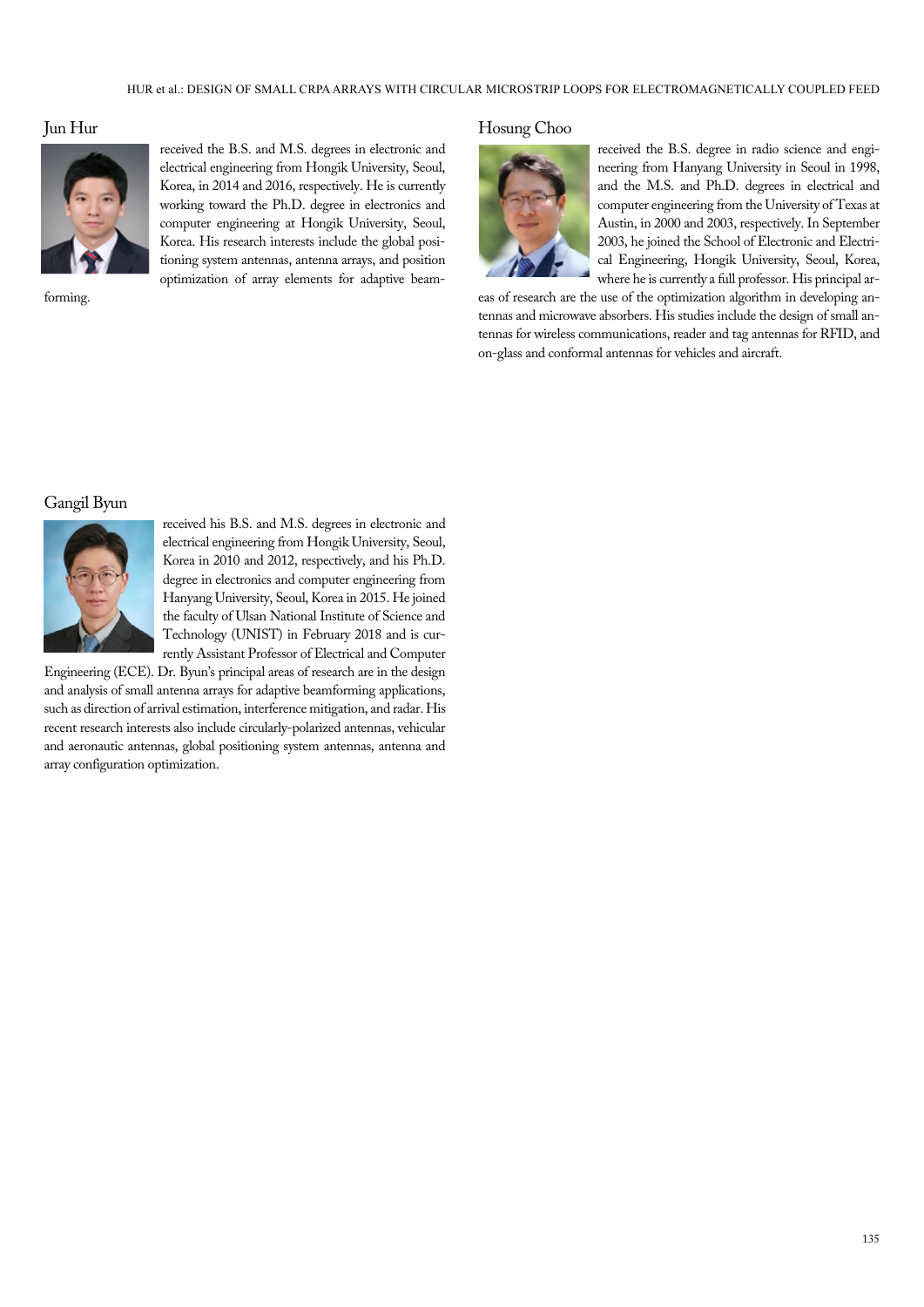## Jun Hur

received the B.S. and M.S. degrees in electronic and electrical engineering from Hongik University, Seoul, Korea, in 2014 and 2016, respectively. He is currently working toward the Ph.D. degree in electronics and computer engineering at Hongik University, Seoul, Korea. His research interests include the global positioning system antennas, antenna arrays, and position optimization of array elements for adaptive beamforming.

## Gangil Byun

received his B.S. and M.S. degrees in electronic and electrical engineering from Hongik University, Seoul, Korea in 2010 and 2012, respectively, and his Ph.D. degree in electronics and computer engineering from Hanyang University, Seoul, Korea in 2015. He joined the faculty of Ulsan National Institute of Science and Technology (UNIST) in February 2018 and is currently Assistant Professor of Electrical and Computer Engineering (ECE). Dr. Byun's principal areas of research are in the design and analysis of small antenna arrays for adaptive beamforming applications, such as direction of arrival estimation, interference mitigation, and radar. His recent research interests also include circularly-polarized antennas, vehicular and aeronautic antennas, global positioning system antennas, antenna and array configuration optimization.

## Hosung Choo

received the B.S. degree in radio science and engineering from Hanyang University in Seoul in 1998, and the M.S. and Ph.D. degrees in electrical and computer engineering from the University of Texas at Austin, in 2000 and 2003, respectively. In September 2003, he joined the School of Electronic and Electrical Engineering, Hongik University, Seoul, Korea, where he is currently a full professor. His principal areas of research are the use of the optimization algorithm in developing antennas and microwave absorbers. His studies include the design of small antennas for wireless communications, reader and tag antennas for RFID, and on-glass and conformal antennas for vehicles and aircraft.